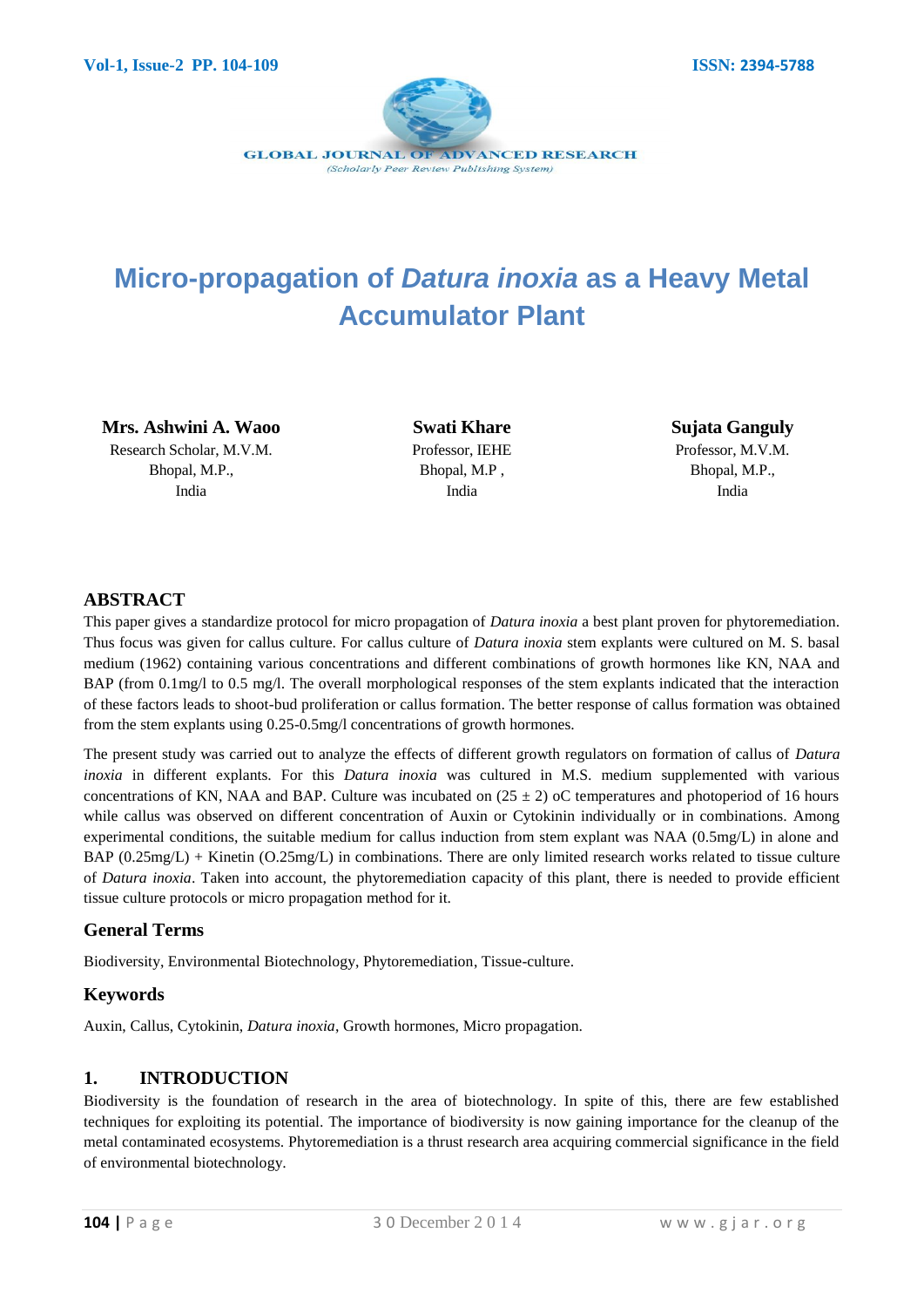# Micro-propagation of *Datura inoxia* as a Heavy Metal Accumulator Plant

**Mrs. Ashwini A. Waoo**
Research Scholar, M.V.M.
Bhopal, M.P.,
India

**Swati Khare**
Professor, IEHE
Bhopal, M.P ,
India

**Sujata Ganguly**
Professor, M.V.M.
Bhopal, M.P.,
India

## ABSTRACT

This paper gives a standardize protocol for micro propagation of *Datura inoxia* a best plant proven for phytoremediation. Thus focus was given for callus culture. For callus culture of *Datura inoxia* stem explants were cultured on M. S. basal medium (1962) containing various concentrations and different combinations of growth hormones like KN, NAA and BAP (from 0.1mg/l to 0.5 mg/l. The overall morphological responses of the stem explants indicated that the interaction of these factors leads to shoot-bud proliferation or callus formation. The better response of callus formation was obtained from the stem explants using 0.25-0.5mg/l concentrations of growth hormones.

The present study was carried out to analyze the effects of different growth regulators on formation of callus of *Datura inoxia* in different explants. For this *Datura inoxia* was cultured in M.S. medium supplemented with various concentrations of KN, NAA and BAP. Culture was incubated on (25 ± 2) oC temperatures and photoperiod of 16 hours while callus was observed on different concentration of Auxin or Cytokinin individually or in combinations. Among experimental conditions, the suitable medium for callus induction from stem explant was NAA (0.5mg/L) in alone and BAP (0.25mg/L) + Kinetin (O.25mg/L) in combinations. There are only limited research works related to tissue culture of *Datura inoxia*. Taken into account, the phytoremediation capacity of this plant, there is needed to provide efficient tissue culture protocols or micro propagation method for it.

### General Terms

Biodiversity, Environmental Biotechnology, Phytoremediation, Tissue-culture.

### Keywords

Auxin, Callus, Cytokinin, *Datura inoxia*, Growth hormones, Micro propagation.

## 1. INTRODUCTION

Biodiversity is the foundation of research in the area of biotechnology. In spite of this, there are few established techniques for exploiting its potential. The importance of biodiversity is now gaining importance for the cleanup of the metal contaminated ecosystems. Phytoremediation is a thrust research area acquiring commercial significance in the field of environmental biotechnology.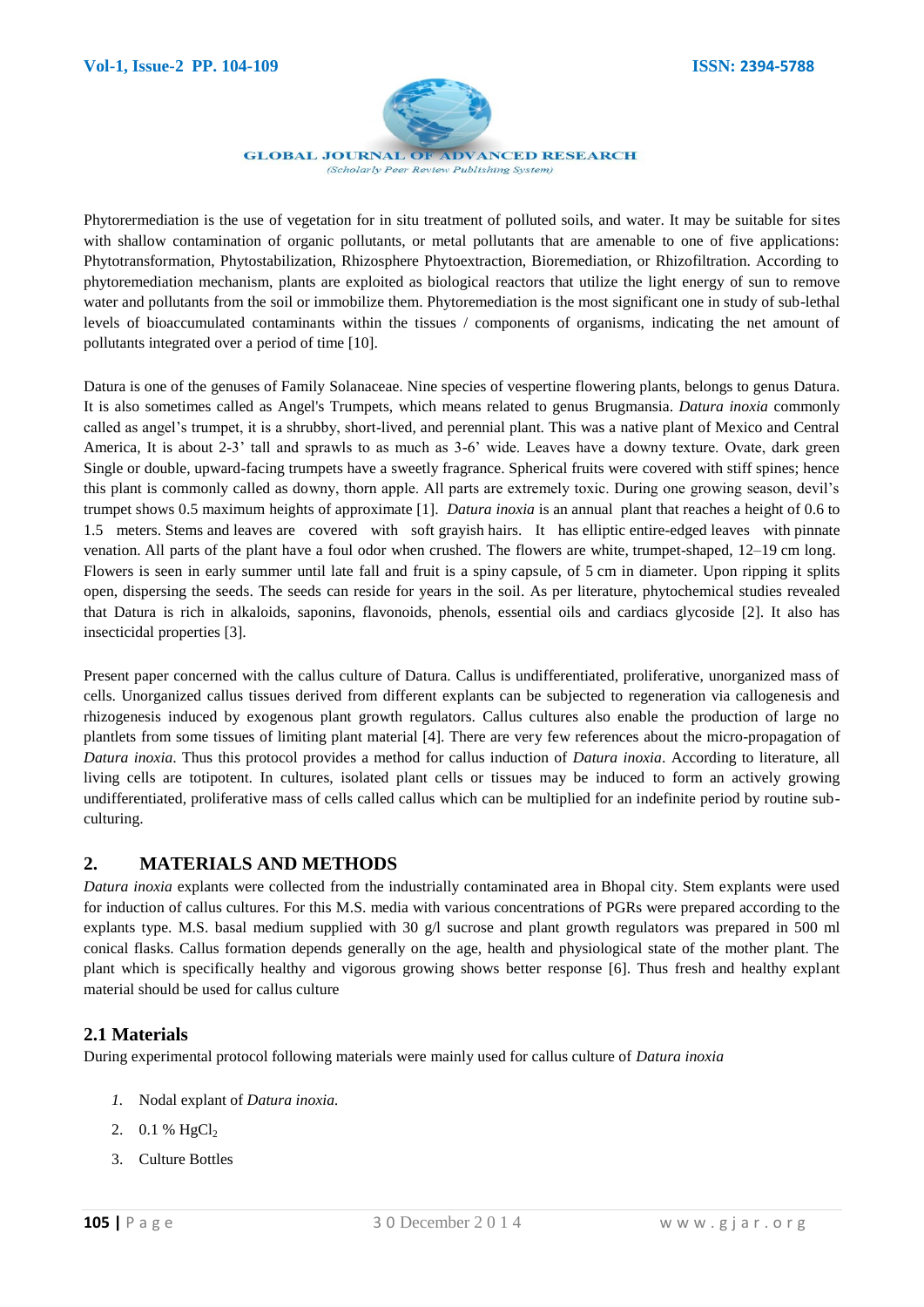Phytorermediation is the use of vegetation for in situ treatment of polluted soils, and water. It may be suitable for sites with shallow contamination of organic pollutants, or metal pollutants that are amenable to one of five applications: Phytotransformation, Phytostabilization, Rhizosphere Phytoextraction, Bioremediation, or Rhizofiltration. According to phytoremediation mechanism, plants are exploited as biological reactors that utilize the light energy of sun to remove water and pollutants from the soil or immobilize them. Phytoremediation is the most significant one in study of sub-lethal levels of bioaccumulated contaminants within the tissues / components of organisms, indicating the net amount of pollutants integrated over a period of time [10].

Datura is one of the genuses of Family Solanaceae. Nine species of vespertine flowering plants, belongs to genus Datura. It is also sometimes called as Angel's Trumpets, which means related to genus Brugmansia. *Datura inoxia* commonly called as angel's trumpet, it is a shrubby, short-lived, and perennial plant. This was a native plant of Mexico and Central America, It is about 2-3' tall and sprawls to as much as 3-6' wide. Leaves have a downy texture. Ovate, dark green Single or double, upward-facing trumpets have a sweetly fragrance. Spherical fruits were covered with stiff spines; hence this plant is commonly called as downy, thorn apple. All parts are extremely toxic. During one growing season, devil's trumpet shows 0.5 maximum heights of approximate [1]. *Datura inoxia* is an annual plant that reaches a height of 0.6 to 1.5 meters. Stems and leaves are covered with soft grayish hairs. It has elliptic entire-edged leaves with pinnate venation. All parts of the plant have a foul odor when crushed. The flowers are white, trumpet-shaped, 12–19 cm long. Flowers is seen in early summer until late fall and fruit is a spiny capsule, of 5 cm in diameter. Upon ripping it splits open, dispersing the seeds. The seeds can reside for years in the soil. As per literature, phytochemical studies revealed that Datura is rich in alkaloids, saponins, flavonoids, phenols, essential oils and cardiacs glycoside [2]. It also has insecticidal properties [3].

Present paper concerned with the callus culture of Datura. Callus is undifferentiated, proliferative, unorganized mass of cells. Unorganized callus tissues derived from different explants can be subjected to regeneration via callogenesis and rhizogenesis induced by exogenous plant growth regulators. Callus cultures also enable the production of large no plantlets from some tissues of limiting plant material [4]. There are very few references about the micro-propagation of *Datura inoxia*. Thus this protocol provides a method for callus induction of *Datura inoxia*. According to literature, all living cells are totipotent. In cultures, isolated plant cells or tissues may be induced to form an actively growing undifferentiated, proliferative mass of cells called callus which can be multiplied for an indefinite period by routine sub-culturing.

## 2. MATERIALS AND METHODS

*Datura inoxia* explants were collected from the industrially contaminated area in Bhopal city. Stem explants were used for induction of callus cultures. For this M.S. media with various concentrations of PGRs were prepared according to the explants type. M.S. basal medium supplied with 30 g/l sucrose and plant growth regulators was prepared in 500 ml conical flasks. Callus formation depends generally on the age, health and physiological state of the mother plant. The plant which is specifically healthy and vigorous growing shows better response [6]. Thus fresh and healthy explant material should be used for callus culture

### 2.1 Materials

During experimental protocol following materials were mainly used for callus culture of *Datura inoxia*

1. Nodal explant of *Datura inoxia.*
2. 0.1 % $HgCl_2$
3. Culture Bottles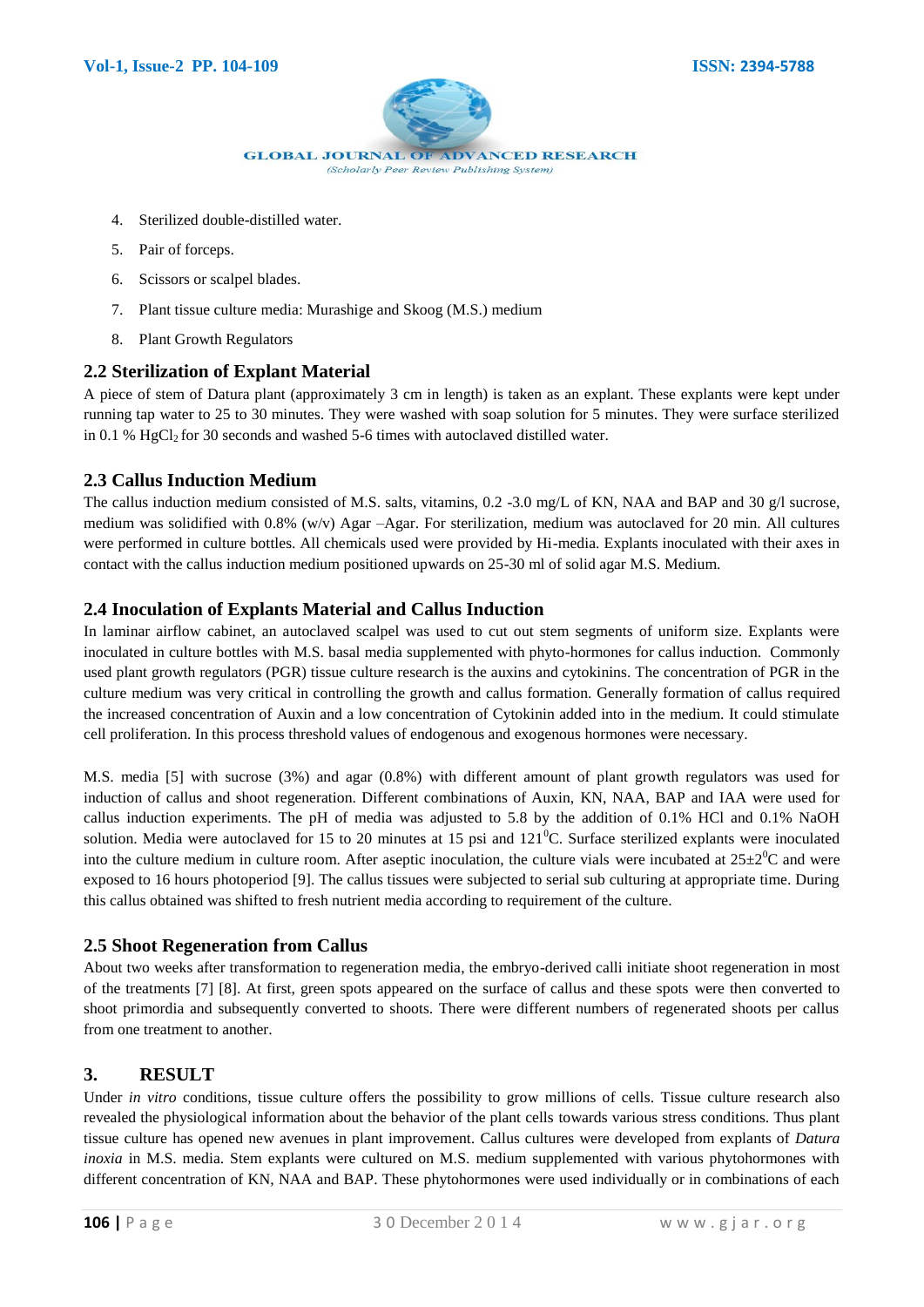4. Sterilized double-distilled water.
5. Pair of forceps.
6. Scissors or scalpel blades.
7. Plant tissue culture media: Murashige and Skoog (M.S.) medium
8. Plant Growth Regulators

## 2.2 Sterilization of Explant Material

A piece of stem of Datura plant (approximately 3 cm in length) is taken as an explant. These explants were kept under running tap water to 25 to 30 minutes. They were washed with soap solution for 5 minutes. They were surface sterilized in 0.1 % $HgCl_2$ for 30 seconds and washed 5-6 times with autoclaved distilled water.

## 2.3 Callus Induction Medium

The callus induction medium consisted of M.S. salts, vitamins, 0.2 -3.0 mg/L of KN, NAA and BAP and 30 g/l sucrose, medium was solidified with 0.8% (w/v) Agar –Agar. For sterilization, medium was autoclaved for 20 min. All cultures were performed in culture bottles. All chemicals used were provided by Hi-media. Explants inoculated with their axes in contact with the callus induction medium positioned upwards on 25-30 ml of solid agar M.S. Medium.

## 2.4 Inoculation of Explants Material and Callus Induction

In laminar airflow cabinet, an autoclaved scalpel was used to cut out stem segments of uniform size. Explants were inoculated in culture bottles with M.S. basal media supplemented with phyto-hormones for callus induction. Commonly used plant growth regulators (PGR) tissue culture research is the auxins and cytokinins. The concentration of PGR in the culture medium was very critical in controlling the growth and callus formation. Generally formation of callus required the increased concentration of Auxin and a low concentration of Cytokinin added into in the medium. It could stimulate cell proliferation. In this process threshold values of endogenous and exogenous hormones were necessary.

M.S. media [5] with sucrose (3%) and agar (0.8%) with different amount of plant growth regulators was used for induction of callus and shoot regeneration. Different combinations of Auxin, KN, NAA, BAP and IAA were used for callus induction experiments. The pH of media was adjusted to 5.8 by the addition of 0.1% HCl and 0.1% NaOH solution. Media were autoclaved for 15 to 20 minutes at 15 psi and $121^0$C. Surface sterilized explants were inoculated into the culture medium in culture room. After aseptic inoculation, the culture vials were incubated at $25\pm2^0$C and were exposed to 16 hours photoperiod [9]. The callus tissues were subjected to serial sub culturing at appropriate time. During this callus obtained was shifted to fresh nutrient media according to requirement of the culture.

## 2.5 Shoot Regeneration from Callus

About two weeks after transformation to regeneration media, the embryo-derived calli initiate shoot regeneration in most of the treatments [7] [8]. At first, green spots appeared on the surface of callus and these spots were then converted to shoot primordia and subsequently converted to shoots. There were different numbers of regenerated shoots per callus from one treatment to another.

# 3. RESULT

Under *in vitro* conditions, tissue culture offers the possibility to grow millions of cells. Tissue culture research also revealed the physiological information about the behavior of the plant cells towards various stress conditions. Thus plant tissue culture has opened new avenues in plant improvement. Callus cultures were developed from explants of *Datura inoxia* in M.S. media. Stem explants were cultured on M.S. medium supplemented with various phytohormones with different concentration of KN, NAA and BAP. These phytohormones were used individually or in combinations of each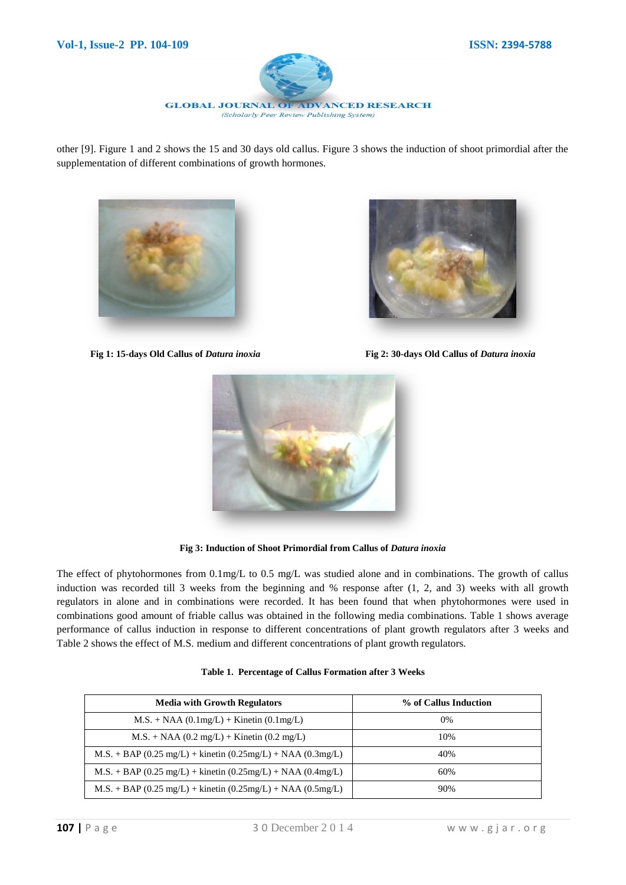other [9]. Figure 1 and 2 shows the 15 and 30 days old callus. Figure 3 shows the induction of shoot primordial after the supplementation of different combinations of growth hormones.

**Fig 1: 15-days Old Callus of *Datura inoxia***

**Fig 2: 30-days Old Callus of *Datura inoxia***

**Fig 3: Induction of Shoot Primordial from Callus of *Datura inoxia***

The effect of phytohormones from 0.1mg/L to 0.5 mg/L was studied alone and in combinations. The growth of callus induction was recorded till 3 weeks from the beginning and % response after (1, 2, and 3) weeks with all growth regulators in alone and in combinations were recorded. It has been found that when phytohormones were used in combinations good amount of friable callus was obtained in the following media combinations. Table 1 shows average performance of callus induction in response to different concentrations of plant growth regulators after 3 weeks and Table 2 shows the effect of M.S. medium and different concentrations of plant growth regulators.

**Table 1. Percentage of Callus Formation after 3 Weeks**

| Media with Growth Regulators | % of Callus Induction |
|---|---|
| M.S. + NAA (0.1mg/L) + Kinetin (0.1mg/L) | 0% |
| M.S. + NAA (0.2 mg/L) + Kinetin (0.2 mg/L) | 10% |
| M.S. + BAP (0.25 mg/L) + kinetin (0.25mg/L) + NAA (0.3mg/L) | 40% |
| M.S. + BAP (0.25 mg/L) + kinetin (0.25mg/L) + NAA (0.4mg/L) | 60% |
| M.S. + BAP (0.25 mg/L) + kinetin (0.25mg/L) + NAA (0.5mg/L) | 90% |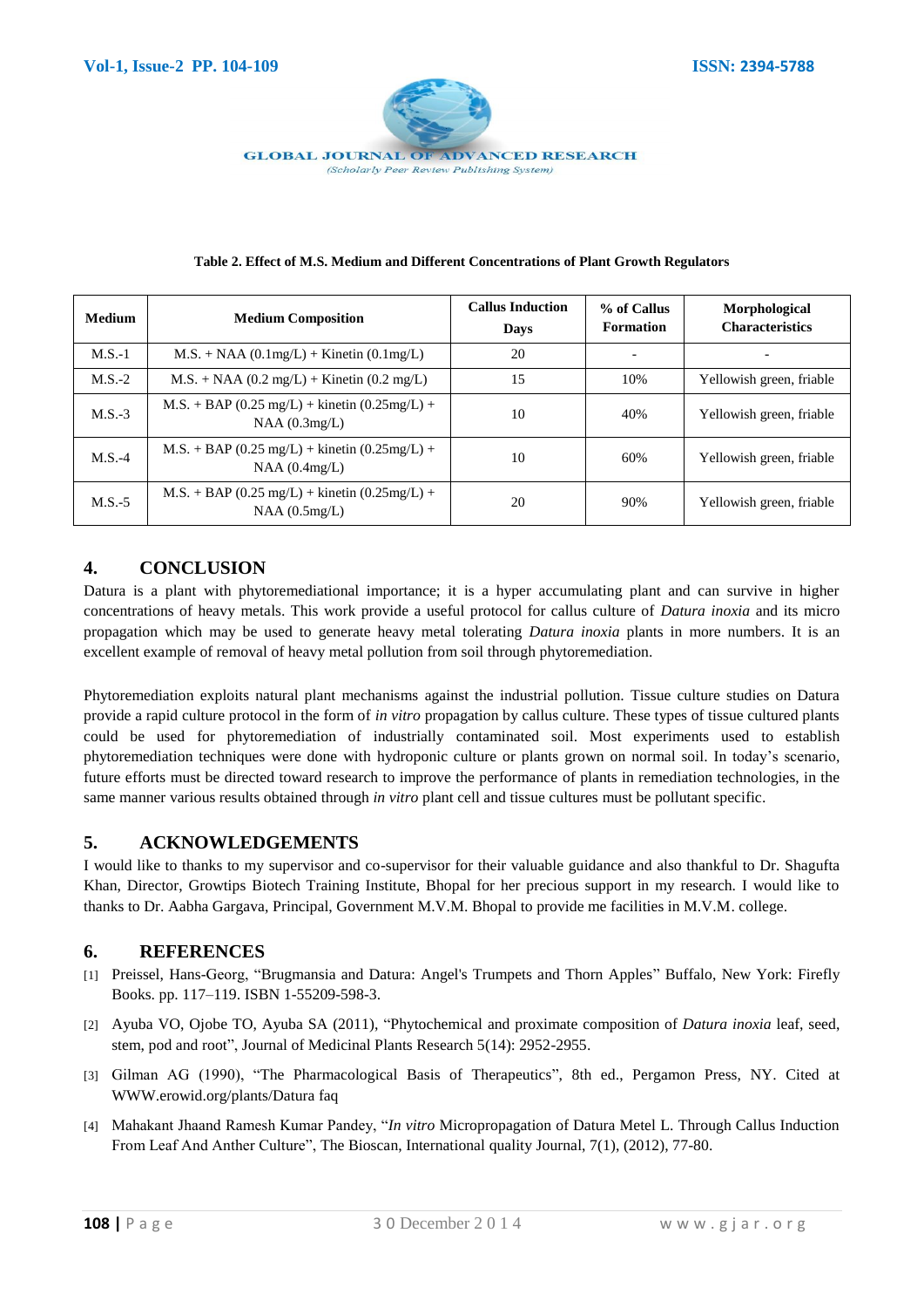**Table 2. Effect of M.S. Medium and Different Concentrations of Plant Growth Regulators**

| Medium | Medium Composition | Callus Induction Days | % of Callus Formation | Morphological Characteristics |
|---|---|---|---|---|
| M.S.-1 | M.S. + NAA (0.1mg/L) + Kinetin (0.1mg/L) | 20 | - | - |
| M.S.-2 | M.S. + NAA (0.2 mg/L) + Kinetin (0.2 mg/L) | 15 | 10% | Yellowish green, friable |
| M.S.-3 | M.S. + BAP (0.25 mg/L) + kinetin (0.25mg/L) + NAA (0.3mg/L) | 10 | 40% | Yellowish green, friable |
| M.S.-4 | M.S. + BAP (0.25 mg/L) + kinetin (0.25mg/L) + NAA (0.4mg/L) | 10 | 60% | Yellowish green, friable |
| M.S.-5 | M.S. + BAP (0.25 mg/L) + kinetin (0.25mg/L) + NAA (0.5mg/L) | 20 | 90% | Yellowish green, friable |

## 4. CONCLUSION

Datura is a plant with phytoremediational importance; it is a hyper accumulating plant and can survive in higher concentrations of heavy metals. This work provide a useful protocol for callus culture of *Datura inoxia* and its micro propagation which may be used to generate heavy metal tolerating *Datura inoxia* plants in more numbers. It is an excellent example of removal of heavy metal pollution from soil through phytoremediation.

Phytoremediation exploits natural plant mechanisms against the industrial pollution. Tissue culture studies on Datura provide a rapid culture protocol in the form of *in vitro* propagation by callus culture. These types of tissue cultured plants could be used for phytoremediation of industrially contaminated soil. Most experiments used to establish phytoremediation techniques were done with hydroponic culture or plants grown on normal soil. In today's scenario, future efforts must be directed toward research to improve the performance of plants in remediation technologies, in the same manner various results obtained through *in vitro* plant cell and tissue cultures must be pollutant specific.

## 5. ACKNOWLEDGEMENTS

I would like to thanks to my supervisor and co-supervisor for their valuable guidance and also thankful to Dr. Shagufta Khan, Director, Growtips Biotech Training Institute, Bhopal for her precious support in my research. I would like to thanks to Dr. Aabha Gargava, Principal, Government M.V.M. Bhopal to provide me facilities in M.V.M. college.

## 6. REFERENCES

[1] Preissel, Hans-Georg, "Brugmansia and Datura: Angel's Trumpets and Thorn Apples" Buffalo, New York: Firefly Books. pp. 117–119. ISBN 1-55209-598-3.

[2] Ayuba VO, Ojobe TO, Ayuba SA (2011), "Phytochemical and proximate composition of *Datura inoxia* leaf, seed, stem, pod and root", Journal of Medicinal Plants Research 5(14): 2952-2955.

[3] Gilman AG (1990), "The Pharmacological Basis of Therapeutics", 8th ed., Pergamon Press, NY. Cited at WWW.erowid.org/plants/Datura faq

[4] Mahakant Jhaand Ramesh Kumar Pandey, "*In vitro* Micropropagation of Datura Metel L. Through Callus Induction From Leaf And Anther Culture", The Bioscan, International quality Journal, 7(1), (2012), 77-80.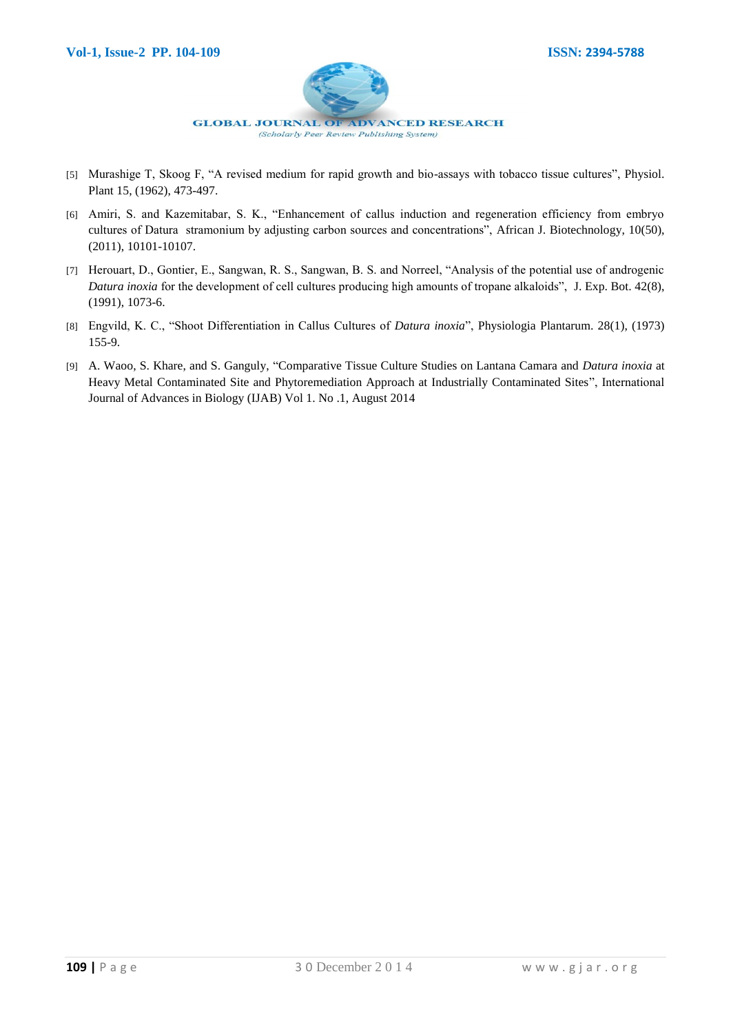[5] Murashige T, Skoog F, "A revised medium for rapid growth and bio-assays with tobacco tissue cultures", Physiol. Plant 15, (1962), 473-497.

[6] Amiri, S. and Kazemitabar, S. K., "Enhancement of callus induction and regeneration efficiency from embryo cultures of Datura stramonium by adjusting carbon sources and concentrations", African J. Biotechnology, 10(50), (2011), 10101-10107.

[7] Herouart, D., Gontier, E., Sangwan, R. S., Sangwan, B. S. and Norreel, "Analysis of the potential use of androgenic *Datura inoxia* for the development of cell cultures producing high amounts of tropane alkaloids", J. Exp. Bot. 42(8), (1991), 1073-6.

[8] Engvild, K. C., "Shoot Differentiation in Callus Cultures of *Datura inoxia*", Physiologia Plantarum. 28(1), (1973) 155-9.

[9] A. Waoo, S. Khare, and S. Ganguly, "Comparative Tissue Culture Studies on Lantana Camara and *Datura inoxia* at Heavy Metal Contaminated Site and Phytoremediation Approach at Industrially Contaminated Sites", International Journal of Advances in Biology (IJAB) Vol 1. No .1, August 2014